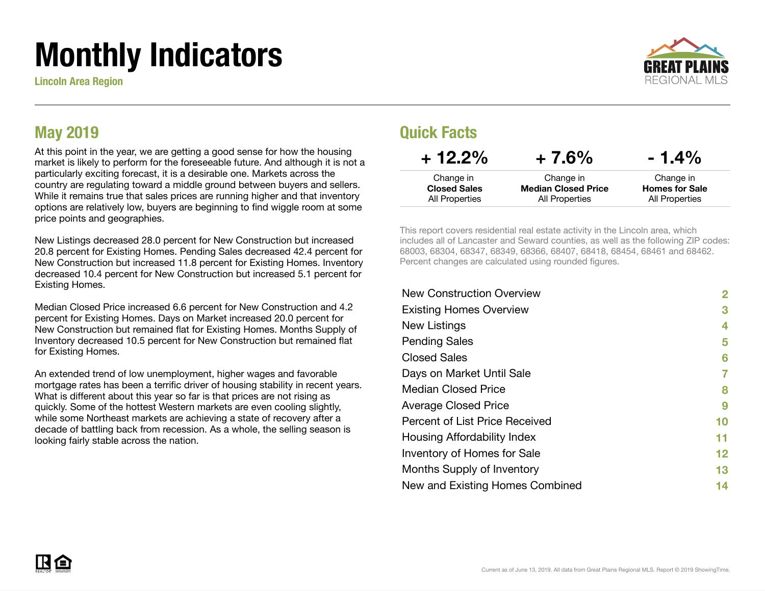# Monthly Indicators

**Lincoln Area Region**

GREAT PLAINS REGIONAL MLS

## May 2019

At this point in the year, we are getting a good sense for how the housing market is likely to perform for the foreseeable future. And although it is not a particularly exciting forecast, it is a desirable one. Markets across the country are regulating toward a middle ground between buyers and sellers. While it remains true that sales prices are running higher and that inventory options are relatively low, buyers are beginning to find wiggle room at some price points and geographies.

New Listings decreased 28.0 percent for New Construction but increased 20.8 percent for Existing Homes. Pending Sales decreased 42.4 percent for New Construction but increased 11.8 percent for Existing Homes. Inventory decreased 10.4 percent for New Construction but increased 5.1 percent for Existing Homes.

Median Closed Price increased 6.6 percent for New Construction and 4.2 percent for Existing Homes. Days on Market increased 20.0 percent for New Construction but remained flat for Existing Homes. Months Supply of Inventory decreased 10.5 percent for New Construction but remained flat for Existing Homes.

An extended trend of low unemployment, higher wages and favorable mortgage rates has been a terrific driver of housing stability in recent years. What is different about this year so far is that prices are not rising as quickly. Some of the hottest Western markets are even cooling slightly, while some Northeast markets are achieving a state of recovery after a decade of battling back from recession. As a whole, the selling season is looking fairly stable across the nation.

## Quick Facts

| + 12.2% | + 7.6% | - 1.4% |
|---|---|---|
| Change in **Closed Sales** All Properties | Change in **Median Closed Price** All Properties | Change in **Homes for Sale** All Properties |

This report covers residential real estate activity in the Lincoln area, which includes all of Lancaster and Seward counties, as well as the following ZIP codes: 68003, 68304, 68347, 68349, 68366, 68407, 68418, 68454, 68461 and 68462. Percent changes are calculated using rounded figures.

| | |
|---|---|
| New Construction Overview | 2 |
| Existing Homes Overview | 3 |
| New Listings | 4 |
| Pending Sales | 5 |
| Closed Sales | 6 |
| Days on Market Until Sale | 7 |
| Median Closed Price | 8 |
| Average Closed Price | 9 |
| Percent of List Price Received | 10 |
| Housing Affordability Index | 11 |
| Inventory of Homes for Sale | 12 |
| Months Supply of Inventory | 13 |
| New and Existing Homes Combined | 14 |

Current as of June 13, 2019. All data from Great Plains Regional MLS. Report © 2019 ShowingTime.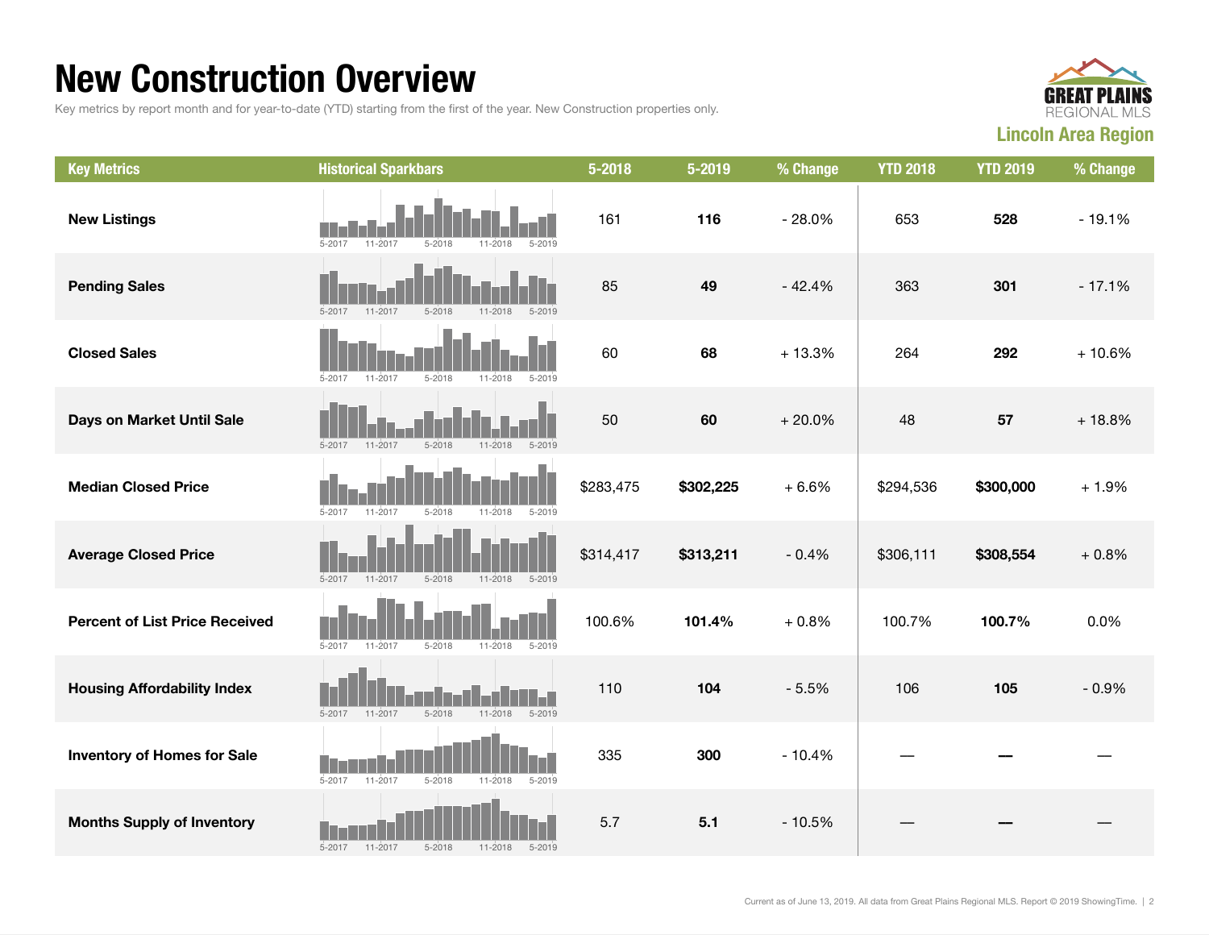# New Construction Overview

Key metrics by report month and for year-to-date (YTD) starting from the first of the year. New Construction properties only.

**Lincoln Area Region**

| Key Metrics | Historical Sparkbars | 5-2018 | 5-2019 | % Change | YTD 2018 | YTD 2019 | % Change |
|---|---|---|---|---|---|---|---|
| **New Listings** | 5-2017 11-2017 5-2018 11-2018 5-2019 | 161 | **116** | - 28.0% | 653 | **528** | - 19.1% |
| **Pending Sales** | 5-2017 11-2017 5-2018 11-2018 5-2019 | 85 | **49** | - 42.4% | 363 | **301** | - 17.1% |
| **Closed Sales** | 5-2017 11-2017 5-2018 11-2018 5-2019 | 60 | **68** | + 13.3% | 264 | **292** | + 10.6% |
| **Days on Market Until Sale** | 5-2017 11-2017 5-2018 11-2018 5-2019 | 50 | **60** | + 20.0% | 48 | **57** | + 18.8% |
| **Median Closed Price** | 5-2017 11-2017 5-2018 11-2018 5-2019 | $283,475 | **$302,225** | + 6.6% | $294,536 | **$300,000** | + 1.9% |
| **Average Closed Price** | 5-2017 11-2017 5-2018 11-2018 5-2019 | $314,417 | **$313,211** | - 0.4% | $306,111 | **$308,554** | + 0.8% |
| **Percent of List Price Received** | 5-2017 11-2017 5-2018 11-2018 5-2019 | 100.6% | **101.4%** | + 0.8% | 100.7% | **100.7%** | 0.0% |
| **Housing Affordability Index** | 5-2017 11-2017 5-2018 11-2018 5-2019 | 110 | **104** | - 5.5% | 106 | **105** | - 0.9% |
| **Inventory of Homes for Sale** | 5-2017 11-2017 5-2018 11-2018 5-2019 | 335 | **300** | - 10.4% | — | **—** | — |
| **Months Supply of Inventory** | 5-2017 11-2017 5-2018 11-2018 5-2019 | 5.7 | **5.1** | - 10.5% | — | **—** | — |

Current as of June 13, 2019. All data from Great Plains Regional MLS. Report © 2019 ShowingTime.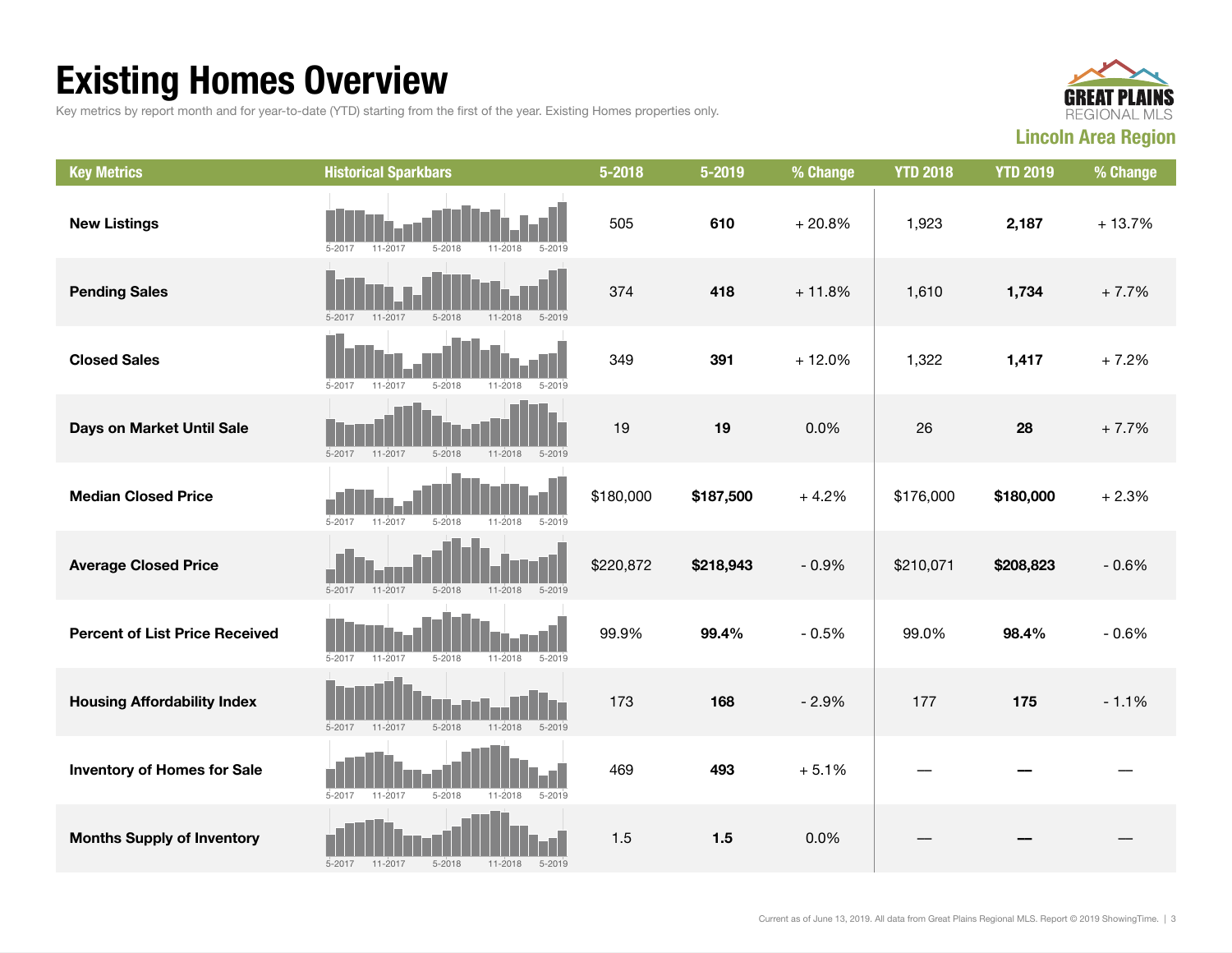# Existing Homes Overview

Key metrics by report month and for year-to-date (YTD) starting from the first of the year. Existing Homes properties only.

**Lincoln Area Region**

| Key Metrics | Historical Sparkbars | 5-2018 | 5-2019 | % Change | YTD 2018 | YTD 2019 | % Change |
|---|---|---|---|---|---|---|---|
| **New Listings** | 5-2017 11-2017 5-2018 11-2018 5-2019 | 505 | **610** | + 20.8% | 1,923 | **2,187** | + 13.7% |
| **Pending Sales** | 5-2017 11-2017 5-2018 11-2018 5-2019 | 374 | **418** | + 11.8% | 1,610 | **1,734** | + 7.7% |
| **Closed Sales** | 5-2017 11-2017 5-2018 11-2018 5-2019 | 349 | **391** | + 12.0% | 1,322 | **1,417** | + 7.2% |
| **Days on Market Until Sale** | 5-2017 11-2017 5-2018 11-2018 5-2019 | 19 | **19** | 0.0% | 26 | **28** | + 7.7% |
| **Median Closed Price** | 5-2017 11-2017 5-2018 11-2018 5-2019 | $180,000 | **$187,500** | + 4.2% | $176,000 | **$180,000** | + 2.3% |
| **Average Closed Price** | 5-2017 11-2017 5-2018 11-2018 5-2019 | $220,872 | **$218,943** | - 0.9% | $210,071 | **$208,823** | - 0.6% |
| **Percent of List Price Received** | 5-2017 11-2017 5-2018 11-2018 5-2019 | 99.9% | **99.4%** | - 0.5% | 99.0% | **98.4%** | - 0.6% |
| **Housing Affordability Index** | 5-2017 11-2017 5-2018 11-2018 5-2019 | 173 | **168** | - 2.9% | 177 | **175** | - 1.1% |
| **Inventory of Homes for Sale** | 5-2017 11-2017 5-2018 11-2018 5-2019 | 469 | **493** | + 5.1% | — | **—** | — |
| **Months Supply of Inventory** | 5-2017 11-2017 5-2018 11-2018 5-2019 | 1.5 | **1.5** | 0.0% | — | **—** | — |

Current as of June 13, 2019. All data from Great Plains Regional MLS. Report © 2019 ShowingTime.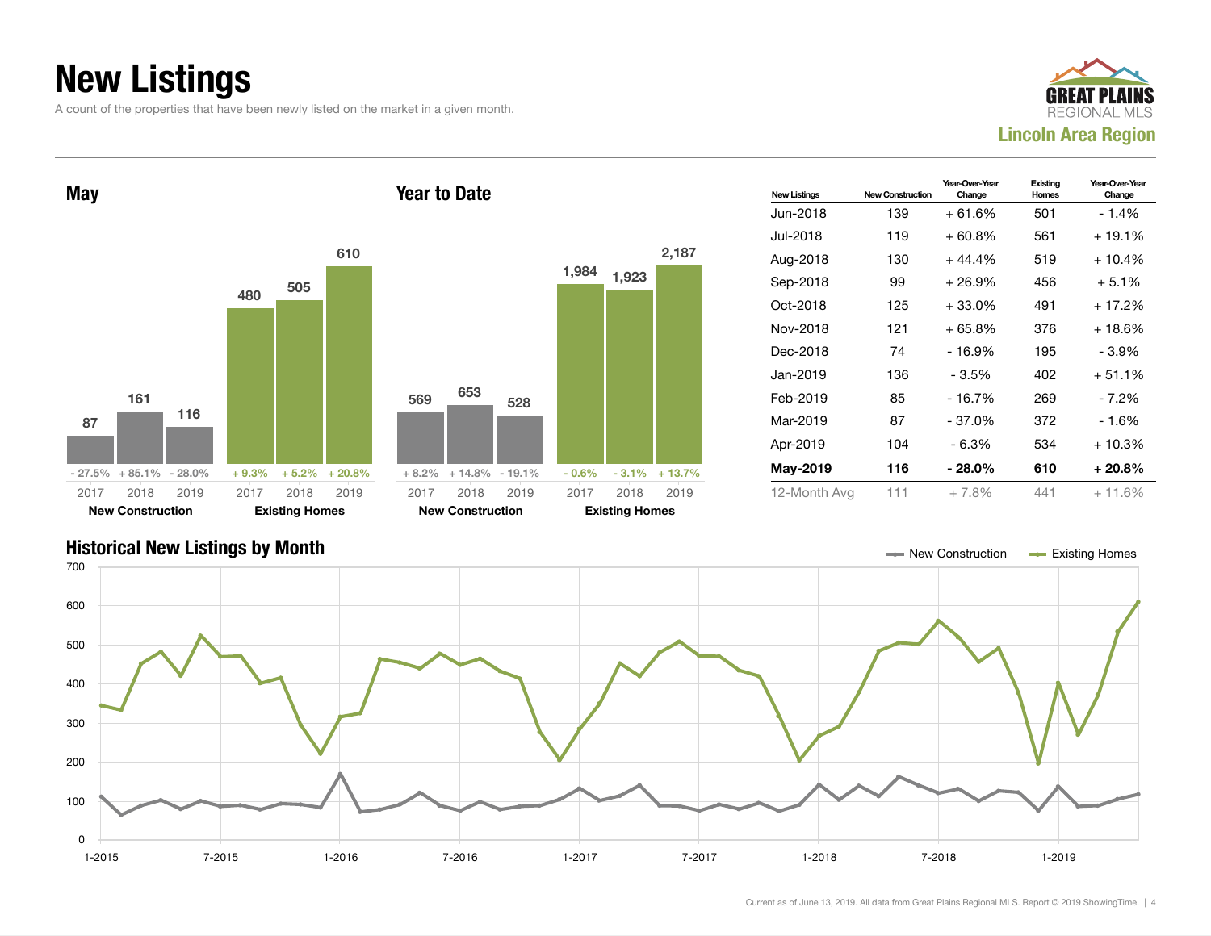# New Listings

A count of the properties that have been newly listed on the market in a given month.

**GREAT PLAINS REGIONAL MLS**
**Lincoln Area Region**

## May

| | 2017 | 2018 | 2019 |
|---|---|---|---|
| New Construction | 87 | 161 | 116 |
| Change | - 27.5% | + 85.1% | - 28.0% |
| Existing Homes | 480 | 505 | 610 |
| Change | + 9.3% | + 5.2% | + 20.8% |

## Year to Date

| | 2017 | 2018 | 2019 |
|---|---|---|---|
| New Construction | 569 | 653 | 528 |
| Change | + 8.2% | + 14.8% | - 19.1% |
| Existing Homes | 1,984 | 1,923 | 2,187 |
| Change | - 0.6% | - 3.1% | + 13.7% |

| New Listings | New Construction | Year-Over-Year Change | Existing Homes | Year-Over-Year Change |
|---|---|---|---|---|
| Jun-2018 | 139 | + 61.6% | 501 | - 1.4% |
| Jul-2018 | 119 | + 60.8% | 561 | + 19.1% |
| Aug-2018 | 130 | + 44.4% | 519 | + 10.4% |
| Sep-2018 | 99 | + 26.9% | 456 | + 5.1% |
| Oct-2018 | 125 | + 33.0% | 491 | + 17.2% |
| Nov-2018 | 121 | + 65.8% | 376 | + 18.6% |
| Dec-2018 | 74 | - 16.9% | 195 | - 3.9% |
| Jan-2019 | 136 | - 3.5% | 402 | + 51.1% |
| Feb-2019 | 85 | - 16.7% | 269 | - 7.2% |
| Mar-2019 | 87 | - 37.0% | 372 | - 1.6% |
| Apr-2019 | 104 | - 6.3% | 534 | + 10.3% |
| **May-2019** | **116** | **- 28.0%** | **610** | **+ 20.8%** |
| 12-Month Avg | 111 | + 7.8% | 441 | + 11.6% |

## Historical New Listings by Month

New Construction — Existing Homes

Current as of June 13, 2019. All data from Great Plains Regional MLS. Report © 2019 ShowingTime.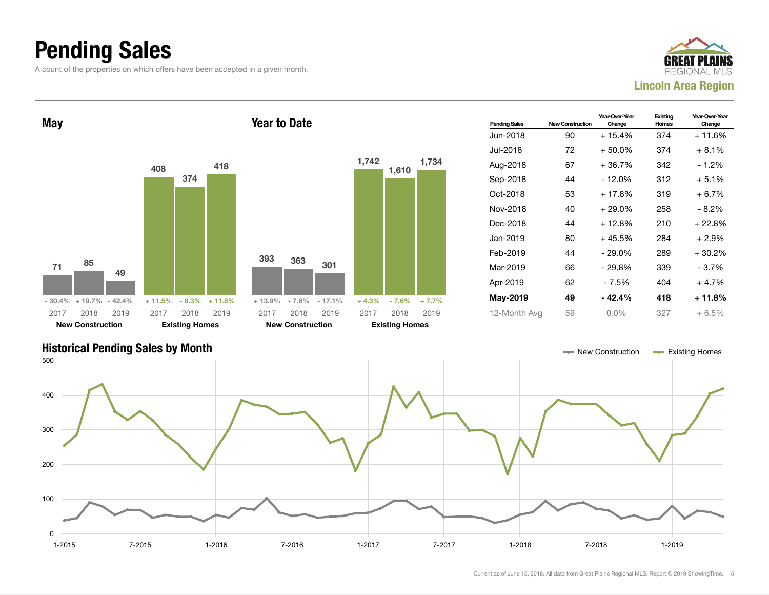# Pending Sales

A count of the properties on which offers have been accepted in a given month.

GREAT PLAINS REGIONAL MLS

**Lincoln Area Region**

## May

| | 2017 | 2018 | 2019 |
|---|---|---|---|
| New Construction | 71 | 85 | 49 |
| Change | - 30.4% | + 19.7% | - 42.4% |
| Existing Homes | 408 | 374 | 418 |
| Change | + 11.5% | - 8.3% | + 11.8% |

## Year to Date

| | 2017 | 2018 | 2019 |
|---|---|---|---|
| New Construction | 393 | 363 | 301 |
| Change | + 13.9% | - 7.6% | - 17.1% |
| Existing Homes | 1,742 | 1,610 | 1,734 |
| Change | + 4.3% | - 7.6% | + 7.7% |

| Pending Sales | New Construction | Year-Over-Year Change | Existing Homes | Year-Over-Year Change |
|---|---|---|---|---|
| Jun-2018 | 90 | + 15.4% | 374 | + 11.6% |
| Jul-2018 | 72 | + 50.0% | 374 | + 8.1% |
| Aug-2018 | 67 | + 36.7% | 342 | - 1.2% |
| Sep-2018 | 44 | - 12.0% | 312 | + 5.1% |
| Oct-2018 | 53 | + 17.8% | 319 | + 6.7% |
| Nov-2018 | 40 | + 29.0% | 258 | - 8.2% |
| Dec-2018 | 44 | + 12.8% | 210 | + 22.8% |
| Jan-2019 | 80 | + 45.5% | 284 | + 2.9% |
| Feb-2019 | 44 | - 29.0% | 289 | + 30.2% |
| Mar-2019 | 66 | - 29.8% | 339 | - 3.7% |
| Apr-2019 | 62 | - 7.5% | 404 | + 4.7% |
| **May-2019** | **49** | **- 42.4%** | **418** | **+ 11.8%** |
| 12-Month Avg | 59 | 0.0% | 327 | + 6.5% |

## Historical Pending Sales by Month

New Construction — Existing Homes

Current as of June 13, 2019. All data from Great Plains Regional MLS. Report © 2019 ShowingTime.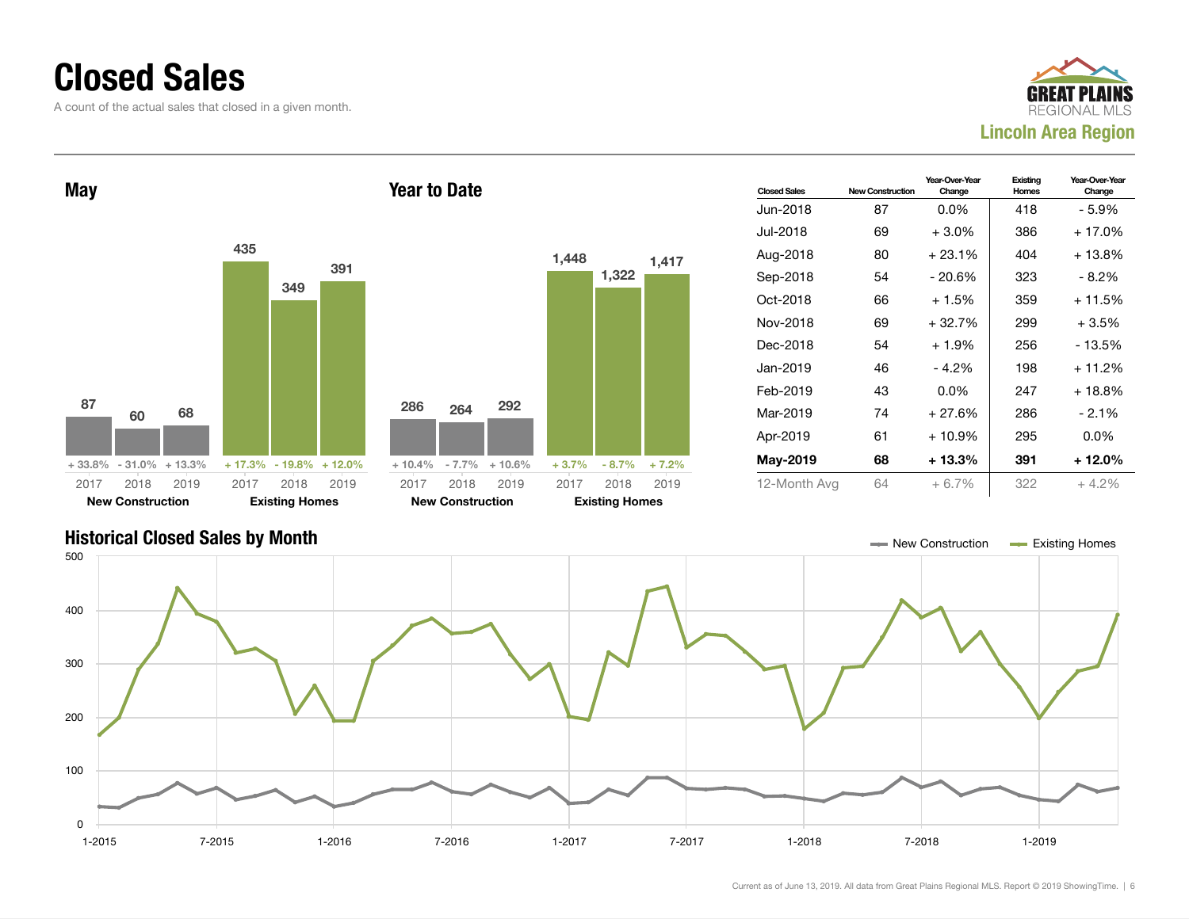# Closed Sales

A count of the actual sales that closed in a given month.

GREAT PLAINS REGIONAL MLS
**Lincoln Area Region**

## May

| | 2017 | 2018 | 2019 |
|---|---|---|---|
| New Construction | 87 | 60 | 68 |
| Change | + 33.8% | - 31.0% | + 13.3% |
| Existing Homes | 435 | 349 | 391 |
| Change | + 17.3% | - 19.8% | + 12.0% |

## Year to Date

| | 2017 | 2018 | 2019 |
|---|---|---|---|
| New Construction | 286 | 264 | 292 |
| Change | + 10.4% | - 7.7% | + 10.6% |
| Existing Homes | 1,448 | 1,322 | 1,417 |
| Change | + 3.7% | - 8.7% | + 7.2% |

| Closed Sales | New Construction | Year-Over-Year Change | Existing Homes | Year-Over-Year Change |
|---|---|---|---|---|
| Jun-2018 | 87 | 0.0% | 418 | - 5.9% |
| Jul-2018 | 69 | + 3.0% | 386 | + 17.0% |
| Aug-2018 | 80 | + 23.1% | 404 | + 13.8% |
| Sep-2018 | 54 | - 20.6% | 323 | - 8.2% |
| Oct-2018 | 66 | + 1.5% | 359 | + 11.5% |
| Nov-2018 | 69 | + 32.7% | 299 | + 3.5% |
| Dec-2018 | 54 | + 1.9% | 256 | - 13.5% |
| Jan-2019 | 46 | - 4.2% | 198 | + 11.2% |
| Feb-2019 | 43 | 0.0% | 247 | + 18.8% |
| Mar-2019 | 74 | + 27.6% | 286 | - 2.1% |
| Apr-2019 | 61 | + 10.9% | 295 | 0.0% |
| **May-2019** | **68** | **+ 13.3%** | **391** | **+ 12.0%** |
| 12-Month Avg | 64 | + 6.7% | 322 | + 4.2% |

## Historical Closed Sales by Month

New Construction — Existing Homes

Current as of June 13, 2019. All data from Great Plains Regional MLS. Report © 2019 ShowingTime.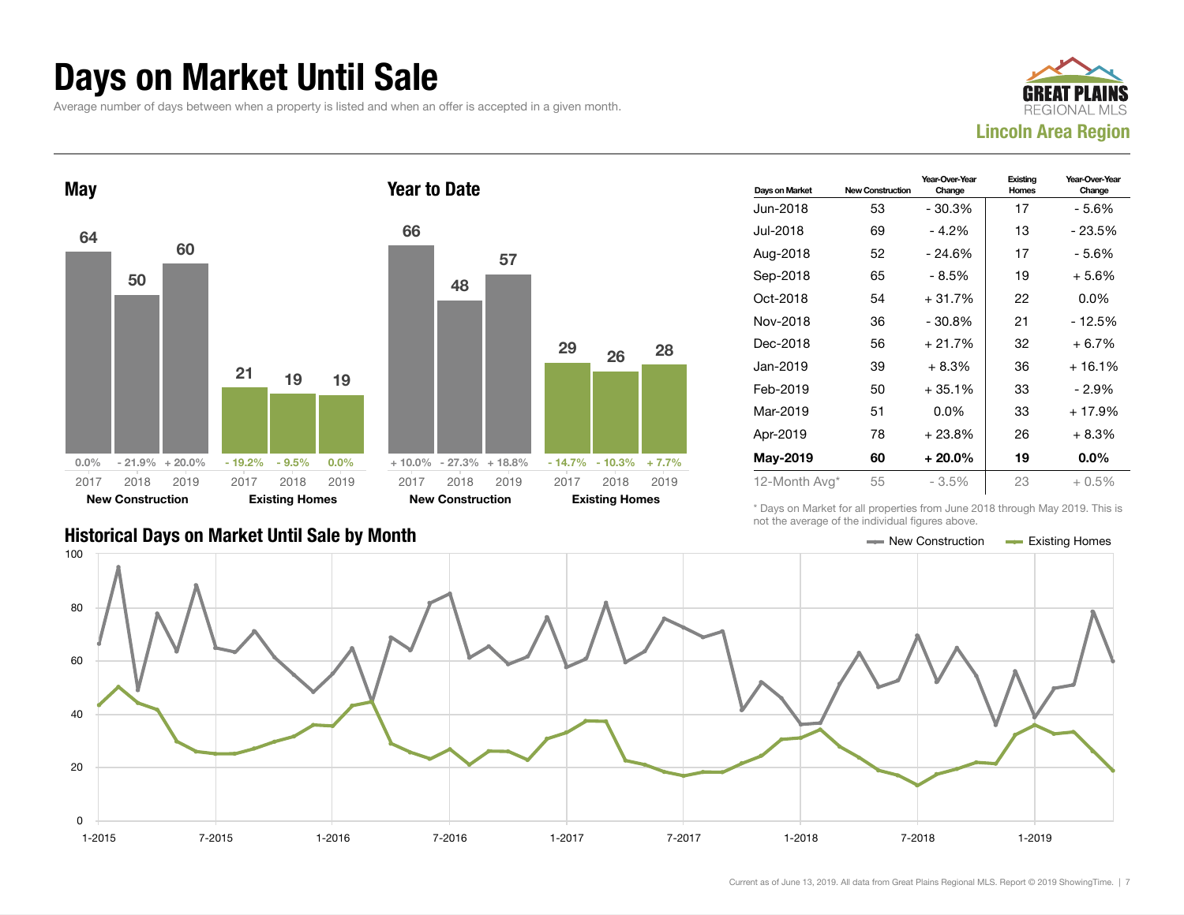# Days on Market Until Sale

Average number of days between when a property is listed and when an offer is accepted in a given month.

GREAT PLAINS REGIONAL MLS

**Lincoln Area Region**

## May

| | 2017 | 2018 | 2019 |
|---|---|---|---|
| New Construction | 64 | 50 | 60 |
| | 0.0% | - 21.9% | + 20.0% |
| Existing Homes | 21 | 19 | 19 |
| | - 19.2% | - 9.5% | 0.0% |

## Year to Date

| | 2017 | 2018 | 2019 |
|---|---|---|---|
| New Construction | 66 | 48 | 57 |
| | + 10.0% | - 27.3% | + 18.8% |
| Existing Homes | 29 | 26 | 28 |
| | - 14.7% | - 10.3% | + 7.7% |

| Days on Market | New Construction | Year-Over-Year Change | Existing Homes | Year-Over-Year Change |
|---|---|---|---|---|
| Jun-2018 | 53 | - 30.3% | 17 | - 5.6% |
| Jul-2018 | 69 | - 4.2% | 13 | - 23.5% |
| Aug-2018 | 52 | - 24.6% | 17 | - 5.6% |
| Sep-2018 | 65 | - 8.5% | 19 | + 5.6% |
| Oct-2018 | 54 | + 31.7% | 22 | 0.0% |
| Nov-2018 | 36 | - 30.8% | 21 | - 12.5% |
| Dec-2018 | 56 | + 21.7% | 32 | + 6.7% |
| Jan-2019 | 39 | + 8.3% | 36 | + 16.1% |
| Feb-2019 | 50 | + 35.1% | 33 | - 2.9% |
| Mar-2019 | 51 | 0.0% | 33 | + 17.9% |
| Apr-2019 | 78 | + 23.8% | 26 | + 8.3% |
| **May-2019** | **60** | **+ 20.0%** | **19** | **0.0%** |
| 12-Month Avg* | 55 | - 3.5% | 23 | + 0.5% |

\* Days on Market for all properties from June 2018 through May 2019. This is not the average of the individual figures above.

## Historical Days on Market Until Sale by Month

Legend: New Construction, Existing Homes

Current as of June 13, 2019. All data from Great Plains Regional MLS. Report © 2019 ShowingTime.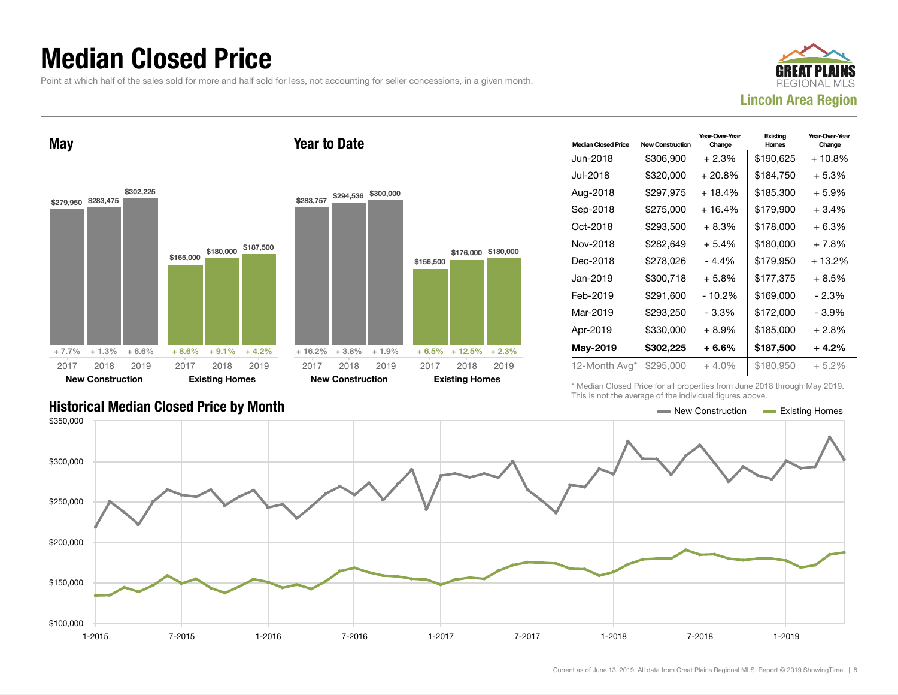# Median Closed Price

Point at which half of the sales sold for more and half sold for less, not accounting for seller concessions, in a given month.

GREAT PLAINS REGIONAL MLS

**Lincoln Area Region**

## May

| | 2017 | 2018 | 2019 |
|---|---|---|---|
| **New Construction** | $279,950 | $283,475 | $302,225 |
| Change | + 7.7% | + 1.3% | + 6.6% |
| **Existing Homes** | $165,000 | $180,000 | $187,500 |
| Change | + 8.6% | + 9.1% | + 4.2% |

## Year to Date

| | 2017 | 2018 | 2019 |
|---|---|---|---|
| **New Construction** | $283,757 | $294,536 | $300,000 |
| Change | + 16.2% | + 3.8% | + 1.9% |
| **Existing Homes** | $156,500 | $176,000 | $180,000 |
| Change | + 6.5% | + 12.5% | + 2.3% |

| Median Closed Price | New Construction | Year-Over-Year Change | Existing Homes | Year-Over-Year Change |
|---|---|---|---|---|
| Jun-2018 | $306,900 | + 2.3% | $190,625 | + 10.8% |
| Jul-2018 | $320,000 | + 20.8% | $184,750 | + 5.3% |
| Aug-2018 | $297,975 | + 18.4% | $185,300 | + 5.9% |
| Sep-2018 | $275,000 | + 16.4% | $179,900 | + 3.4% |
| Oct-2018 | $293,500 | + 8.3% | $178,000 | + 6.3% |
| Nov-2018 | $282,649 | + 5.4% | $180,000 | + 7.8% |
| Dec-2018 | $278,026 | - 4.4% | $179,950 | + 13.2% |
| Jan-2019 | $300,718 | + 5.8% | $177,375 | + 8.5% |
| Feb-2019 | $291,600 | - 10.2% | $169,000 | - 2.3% |
| Mar-2019 | $293,250 | - 3.3% | $172,000 | - 3.9% |
| Apr-2019 | $330,000 | + 8.9% | $185,000 | + 2.8% |
| **May-2019** | **$302,225** | **+ 6.6%** | **$187,500** | **+ 4.2%** |
| 12-Month Avg* | $295,000 | + 4.0% | $180,950 | + 5.2% |

\* Median Closed Price for all properties from June 2018 through May 2019. This is not the average of the individual figures above.

## Historical Median Closed Price by Month

New Construction — Existing Homes

Current as of June 13, 2019. All data from Great Plains Regional MLS. Report © 2019 ShowingTime.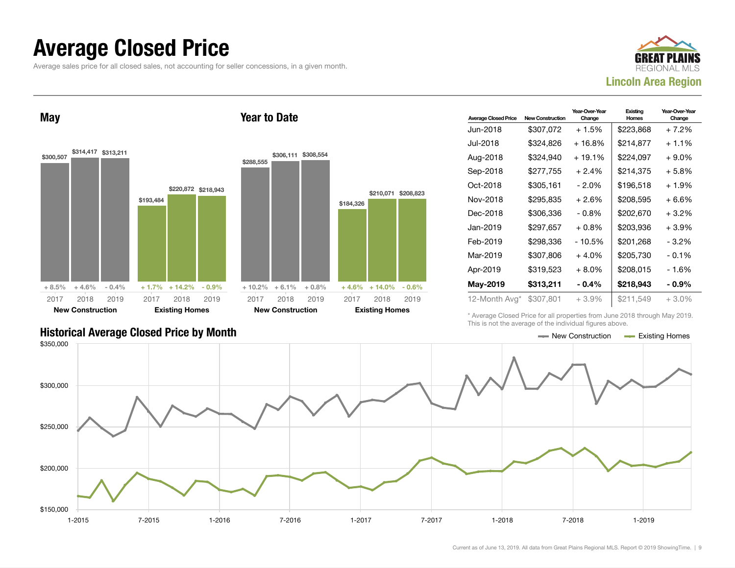# Average Closed Price

Average sales price for all closed sales, not accounting for seller concessions, in a given month.

GREAT PLAINS REGIONAL MLS

**Lincoln Area Region**

## May

| | 2017 | 2018 | 2019 |
|---|---|---|---|
| New Construction | $300,507 | $314,417 | $313,211 |
| Change | + 8.5% | + 4.6% | - 0.4% |
| Existing Homes | $193,484 | $220,872 | $218,943 |
| Change | + 1.7% | + 14.2% | - 0.9% |

## Year to Date

| | 2017 | 2018 | 2019 |
|---|---|---|---|
| New Construction | $288,555 | $306,111 | $308,554 |
| Change | + 10.2% | + 6.1% | + 0.8% |
| Existing Homes | $184,326 | $210,071 | $208,823 |
| Change | + 4.6% | + 14.0% | - 0.6% |

| Average Closed Price | New Construction | Year-Over-Year Change | Existing Homes | Year-Over-Year Change |
|---|---|---|---|---|
| Jun-2018 | $307,072 | + 1.5% | $223,868 | + 7.2% |
| Jul-2018 | $324,826 | + 16.8% | $214,877 | + 1.1% |
| Aug-2018 | $324,940 | + 19.1% | $224,097 | + 9.0% |
| Sep-2018 | $277,755 | + 2.4% | $214,375 | + 5.8% |
| Oct-2018 | $305,161 | - 2.0% | $196,518 | + 1.9% |
| Nov-2018 | $295,835 | + 2.6% | $208,595 | + 6.6% |
| Dec-2018 | $306,336 | - 0.8% | $202,670 | + 3.2% |
| Jan-2019 | $297,657 | + 0.8% | $203,936 | + 3.9% |
| Feb-2019 | $298,336 | - 10.5% | $201,268 | - 3.2% |
| Mar-2019 | $307,806 | + 4.0% | $205,730 | - 0.1% |
| Apr-2019 | $319,523 | + 8.0% | $208,015 | - 1.6% |
| **May-2019** | **$313,211** | **- 0.4%** | **$218,943** | **- 0.9%** |
| 12-Month Avg* | $307,801 | + 3.9% | $211,549 | + 3.0% |

\* Average Closed Price for all properties from June 2018 through May 2019. This is not the average of the individual figures above.

## Historical Average Closed Price by Month

New Construction — Existing Homes

Current as of June 13, 2019. All data from Great Plains Regional MLS. Report © 2019 ShowingTime.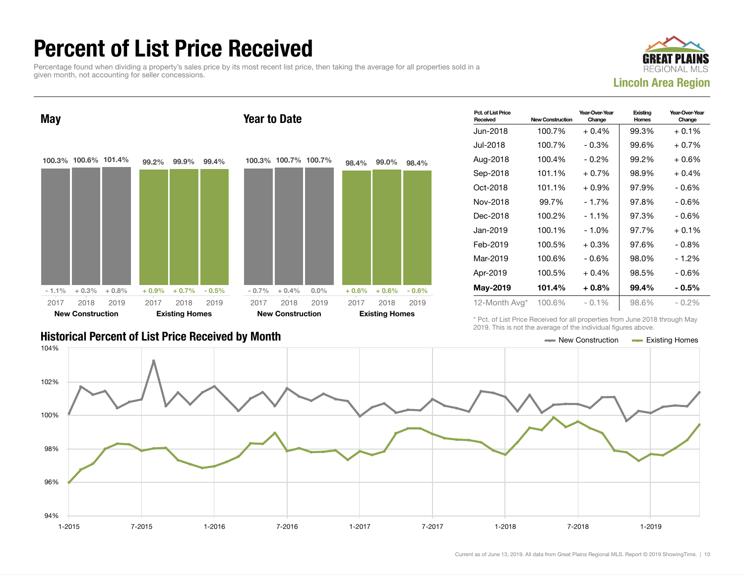# Percent of List Price Received

Percentage found when dividing a property's sales price by its most recent list price, then taking the average for all properties sold in a given month, not accounting for seller concessions.

**GREAT PLAINS REGIONAL MLS**
**Lincoln Area Region**

## May

| | 2017 | 2018 | 2019 |
|---|---|---|---|
| **New Construction** | 100.3% | 100.6% | 101.4% |
| Change | - 1.1% | + 0.3% | + 0.8% |
| **Existing Homes** | 99.2% | 99.9% | 99.4% |
| Change | + 0.9% | + 0.7% | - 0.5% |

## Year to Date

| | 2017 | 2018 | 2019 |
|---|---|---|---|
| **New Construction** | 100.3% | 100.7% | 100.7% |
| Change | - 0.7% | + 0.4% | 0.0% |
| **Existing Homes** | 98.4% | 99.0% | 98.4% |
| Change | + 0.6% | + 0.6% | - 0.6% |

| Pct. of List Price Received | New Construction | Year-Over-Year Change | Existing Homes | Year-Over-Year Change |
|---|---|---|---|---|
| Jun-2018 | 100.7% | + 0.4% | 99.3% | + 0.1% |
| Jul-2018 | 100.7% | - 0.3% | 99.6% | + 0.7% |
| Aug-2018 | 100.4% | - 0.2% | 99.2% | + 0.6% |
| Sep-2018 | 101.1% | + 0.7% | 98.9% | + 0.4% |
| Oct-2018 | 101.1% | + 0.9% | 97.9% | - 0.6% |
| Nov-2018 | 99.7% | - 1.7% | 97.8% | - 0.6% |
| Dec-2018 | 100.2% | - 1.1% | 97.3% | - 0.6% |
| Jan-2019 | 100.1% | - 1.0% | 97.7% | + 0.1% |
| Feb-2019 | 100.5% | + 0.3% | 97.6% | - 0.8% |
| Mar-2019 | 100.6% | - 0.6% | 98.0% | - 1.2% |
| Apr-2019 | 100.5% | + 0.4% | 98.5% | - 0.6% |
| **May-2019** | **101.4%** | **+ 0.8%** | **99.4%** | **- 0.5%** |
| 12-Month Avg* | 100.6% | - 0.1% | 98.6% | - 0.2% |

\* Pct. of List Price Received for all properties from June 2018 through May 2019. This is not the average of the individual figures above.

## Historical Percent of List Price Received by Month

Legend: New Construction, Existing Homes

Current as of June 13, 2019. All data from Great Plains Regional MLS. Report © 2019 ShowingTime.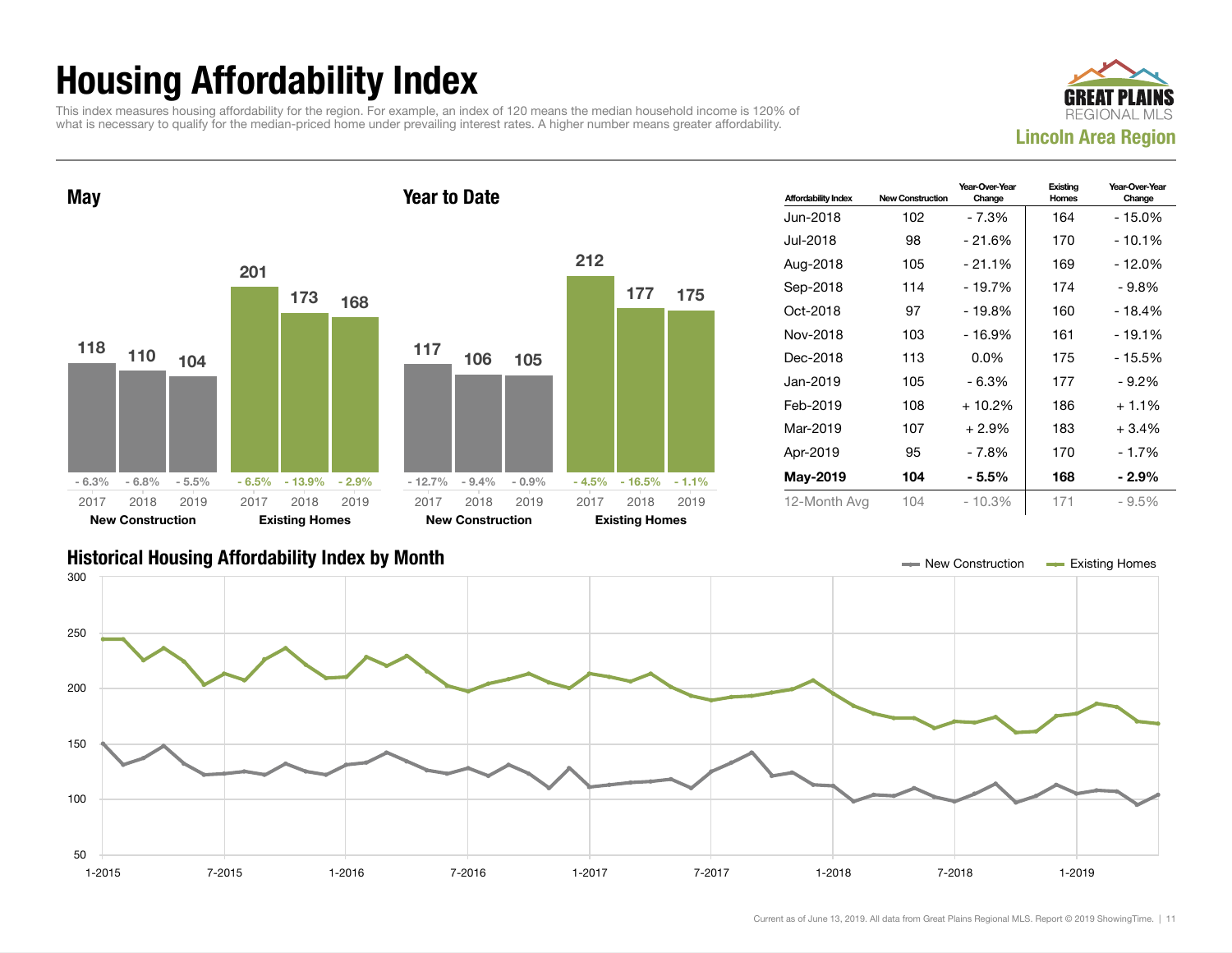# Housing Affordability Index

This index measures housing affordability for the region. For example, an index of 120 means the median household income is 120% of what is necessary to qualify for the median-priced home under prevailing interest rates. A higher number means greater affordability.

**GREAT PLAINS REGIONAL MLS**

**Lincoln Area Region**

## May

| | 2017 | 2018 | 2019 |
|---|---|---|---|
| New Construction | 118 | 110 | 104 |
| Change | - 6.3% | - 6.8% | - 5.5% |
| Existing Homes | 201 | 173 | 168 |
| Change | - 6.5% | - 13.9% | - 2.9% |

## Year to Date

| | 2017 | 2018 | 2019 |
|---|---|---|---|
| New Construction | 117 | 106 | 105 |
| Change | - 12.7% | - 9.4% | - 0.9% |
| Existing Homes | 212 | 177 | 175 |
| Change | - 4.5% | - 16.5% | - 1.1% |

| Affordability Index | New Construction | Year-Over-Year Change | Existing Homes | Year-Over-Year Change |
|---|---|---|---|---|
| Jun-2018 | 102 | - 7.3% | 164 | - 15.0% |
| Jul-2018 | 98 | - 21.6% | 170 | - 10.1% |
| Aug-2018 | 105 | - 21.1% | 169 | - 12.0% |
| Sep-2018 | 114 | - 19.7% | 174 | - 9.8% |
| Oct-2018 | 97 | - 19.8% | 160 | - 18.4% |
| Nov-2018 | 103 | - 16.9% | 161 | - 19.1% |
| Dec-2018 | 113 | 0.0% | 175 | - 15.5% |
| Jan-2019 | 105 | - 6.3% | 177 | - 9.2% |
| Feb-2019 | 108 | + 10.2% | 186 | + 1.1% |
| Mar-2019 | 107 | + 2.9% | 183 | + 3.4% |
| Apr-2019 | 95 | - 7.8% | 170 | - 1.7% |
| **May-2019** | **104** | **- 5.5%** | **168** | **- 2.9%** |
| 12-Month Avg | 104 | - 10.3% | 171 | - 9.5% |

## Historical Housing Affordability Index by Month

Current as of June 13, 2019. All data from Great Plains Regional MLS. Report © 2019 ShowingTime.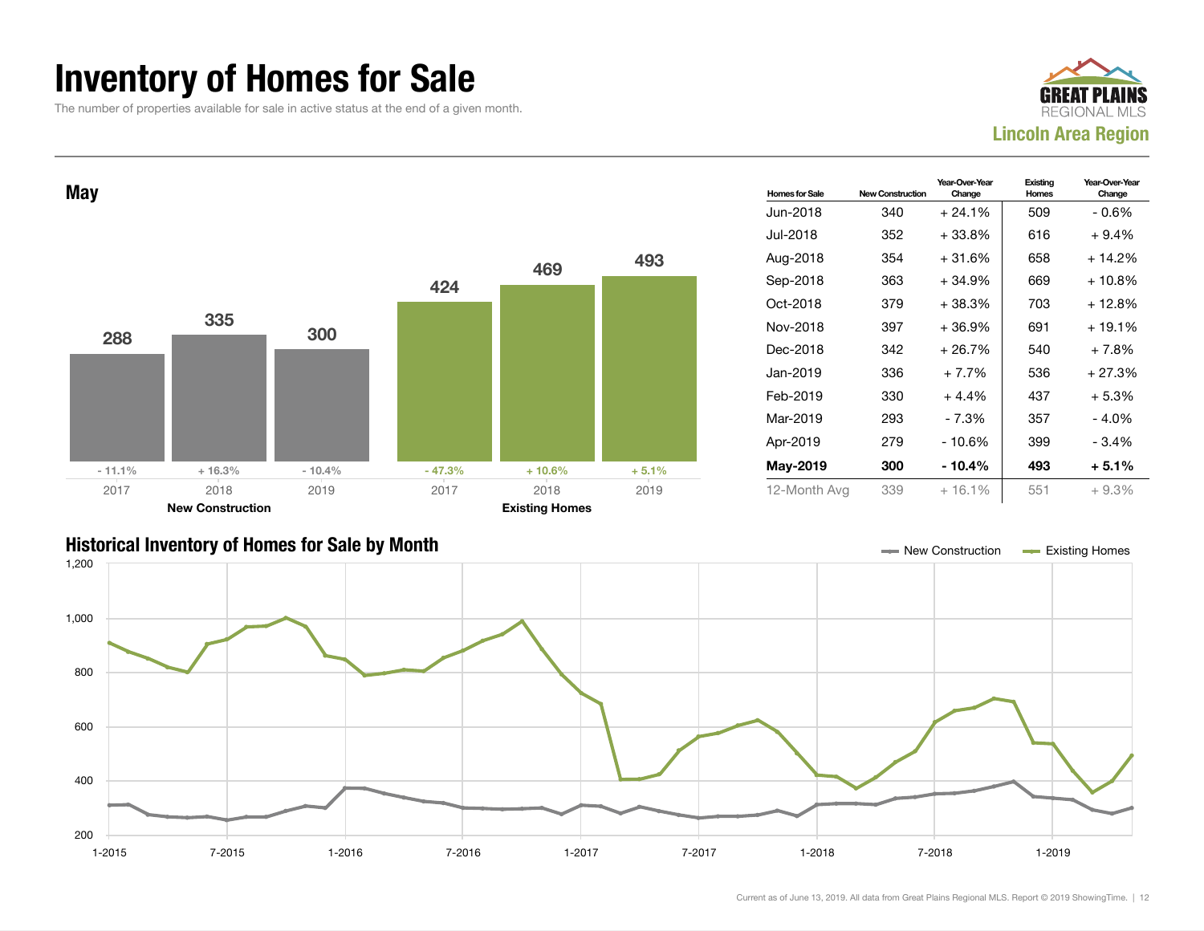# Inventory of Homes for Sale

The number of properties available for sale in active status at the end of a given month.

GREAT PLAINS REGIONAL MLS
**Lincoln Area Region**

## May

| | 2017 | 2018 | 2019 |
|---|---|---|---|
| **New Construction** | 288 | 335 | 300 |
| Change | - 11.1% | + 16.3% | - 10.4% |
| **Existing Homes** | 424 | 469 | 493 |
| Change | - 47.3% | + 10.6% | + 5.1% |

| Homes for Sale | New Construction | Year-Over-Year Change | Existing Homes | Year-Over-Year Change |
|---|---|---|---|---|
| Jun-2018 | 340 | + 24.1% | 509 | - 0.6% |
| Jul-2018 | 352 | + 33.8% | 616 | + 9.4% |
| Aug-2018 | 354 | + 31.6% | 658 | + 14.2% |
| Sep-2018 | 363 | + 34.9% | 669 | + 10.8% |
| Oct-2018 | 379 | + 38.3% | 703 | + 12.8% |
| Nov-2018 | 397 | + 36.9% | 691 | + 19.1% |
| Dec-2018 | 342 | + 26.7% | 540 | + 7.8% |
| Jan-2019 | 336 | + 7.7% | 536 | + 27.3% |
| Feb-2019 | 330 | + 4.4% | 437 | + 5.3% |
| Mar-2019 | 293 | - 7.3% | 357 | - 4.0% |
| Apr-2019 | 279 | - 10.6% | 399 | - 3.4% |
| **May-2019** | **300** | **- 10.4%** | **493** | **+ 5.1%** |
| 12-Month Avg | 339 | + 16.1% | 551 | + 9.3% |

## Historical Inventory of Homes for Sale by Month

Legend: New Construction, Existing Homes

Y-axis: 200, 400, 600, 800, 1,000, 1,200

X-axis: 1-2015, 7-2015, 1-2016, 7-2016, 1-2017, 7-2017, 1-2018, 7-2018, 1-2019

Current as of June 13, 2019. All data from Great Plains Regional MLS. Report © 2019 ShowingTime.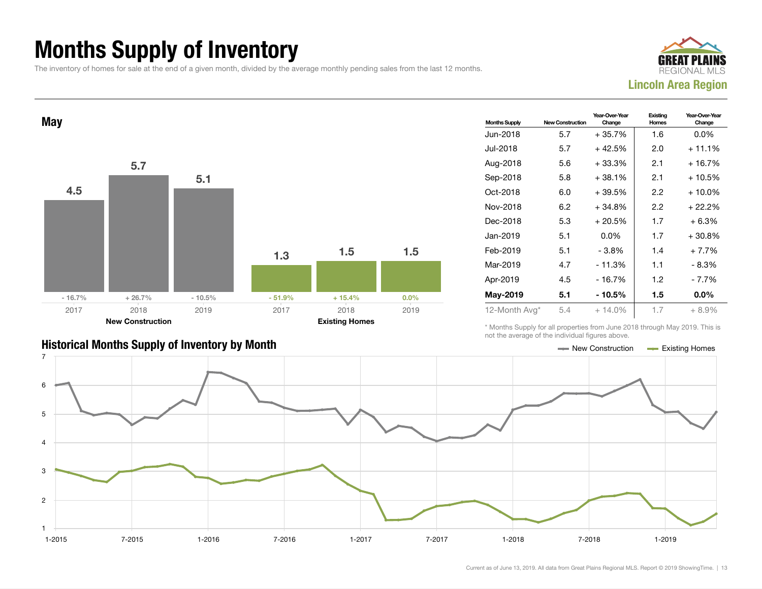# Months Supply of Inventory

The inventory of homes for sale at the end of a given month, divided by the average monthly pending sales from the last 12 months.

**GREAT PLAINS REGIONAL MLS**
**Lincoln Area Region**

## May

| | 2017 | 2018 | 2019 |
|---|---|---|---|
| **New Construction** | 4.5 | 5.7 | 5.1 |
| Change | - 16.7% | + 26.7% | - 10.5% |
| **Existing Homes** | 1.3 | 1.5 | 1.5 |
| Change | - 51.9% | + 15.4% | 0.0% |

| Months Supply | New Construction | Year-Over-Year Change | Existing Homes | Year-Over-Year Change |
|---|---|---|---|---|
| Jun-2018 | 5.7 | + 35.7% | 1.6 | 0.0% |
| Jul-2018 | 5.7 | + 42.5% | 2.0 | + 11.1% |
| Aug-2018 | 5.6 | + 33.3% | 2.1 | + 16.7% |
| Sep-2018 | 5.8 | + 38.1% | 2.1 | + 10.5% |
| Oct-2018 | 6.0 | + 39.5% | 2.2 | + 10.0% |
| Nov-2018 | 6.2 | + 34.8% | 2.2 | + 22.2% |
| Dec-2018 | 5.3 | + 20.5% | 1.7 | + 6.3% |
| Jan-2019 | 5.1 | 0.0% | 1.7 | + 30.8% |
| Feb-2019 | 5.1 | - 3.8% | 1.4 | + 7.7% |
| Mar-2019 | 4.7 | - 11.3% | 1.1 | - 8.3% |
| Apr-2019 | 4.5 | - 16.7% | 1.2 | - 7.7% |
| **May-2019** | **5.1** | **- 10.5%** | **1.5** | **0.0%** |
| 12-Month Avg* | 5.4 | + 14.0% | 1.7 | + 8.9% |

\* Months Supply for all properties from June 2018 through May 2019. This is not the average of the individual figures above.

## Historical Months Supply of Inventory by Month

New Construction — Existing Homes

Current as of June 13, 2019. All data from Great Plains Regional MLS. Report © 2019 ShowingTime.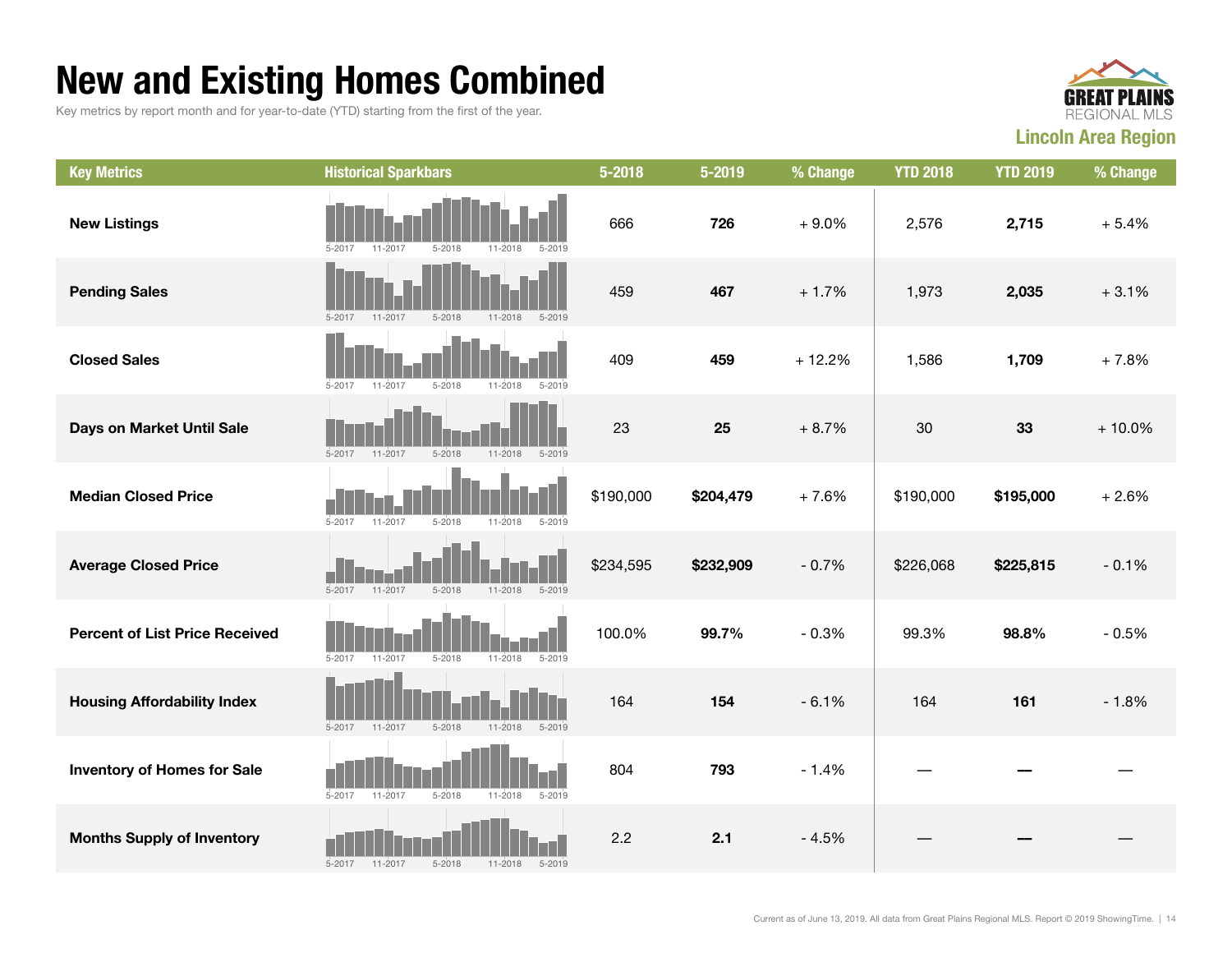# New and Existing Homes Combined

Key metrics by report month and for year-to-date (YTD) starting from the first of the year.

**Lincoln Area Region**

| Key Metrics | Historical Sparkbars | 5-2018 | 5-2019 | % Change | YTD 2018 | YTD 2019 | % Change |
|---|---|---|---|---|---|---|---|
| **New Listings** | 5-2017 11-2017 5-2018 11-2018 5-2019 | 666 | **726** | + 9.0% | 2,576 | **2,715** | + 5.4% |
| **Pending Sales** | 5-2017 11-2017 5-2018 11-2018 5-2019 | 459 | **467** | + 1.7% | 1,973 | **2,035** | + 3.1% |
| **Closed Sales** | 5-2017 11-2017 5-2018 11-2018 5-2019 | 409 | **459** | + 12.2% | 1,586 | **1,709** | + 7.8% |
| **Days on Market Until Sale** | 5-2017 11-2017 5-2018 11-2018 5-2019 | 23 | **25** | + 8.7% | 30 | **33** | + 10.0% |
| **Median Closed Price** | 5-2017 11-2017 5-2018 11-2018 5-2019 | $190,000 | **$204,479** | + 7.6% | $190,000 | **$195,000** | + 2.6% |
| **Average Closed Price** | 5-2017 11-2017 5-2018 11-2018 5-2019 | $234,595 | **$232,909** | - 0.7% | $226,068 | **$225,815** | - 0.1% |
| **Percent of List Price Received** | 5-2017 11-2017 5-2018 11-2018 5-2019 | 100.0% | **99.7%** | - 0.3% | 99.3% | **98.8%** | - 0.5% |
| **Housing Affordability Index** | 5-2017 11-2017 5-2018 11-2018 5-2019 | 164 | **154** | - 6.1% | 164 | **161** | - 1.8% |
| **Inventory of Homes for Sale** | 5-2017 11-2017 5-2018 11-2018 5-2019 | 804 | **793** | - 1.4% | — | **—** | — |
| **Months Supply of Inventory** | 5-2017 11-2017 5-2018 11-2018 5-2019 | 2.2 | **2.1** | - 4.5% | — | **—** | — |

Current as of June 13, 2019. All data from Great Plains Regional MLS. Report © 2019 ShowingTime.